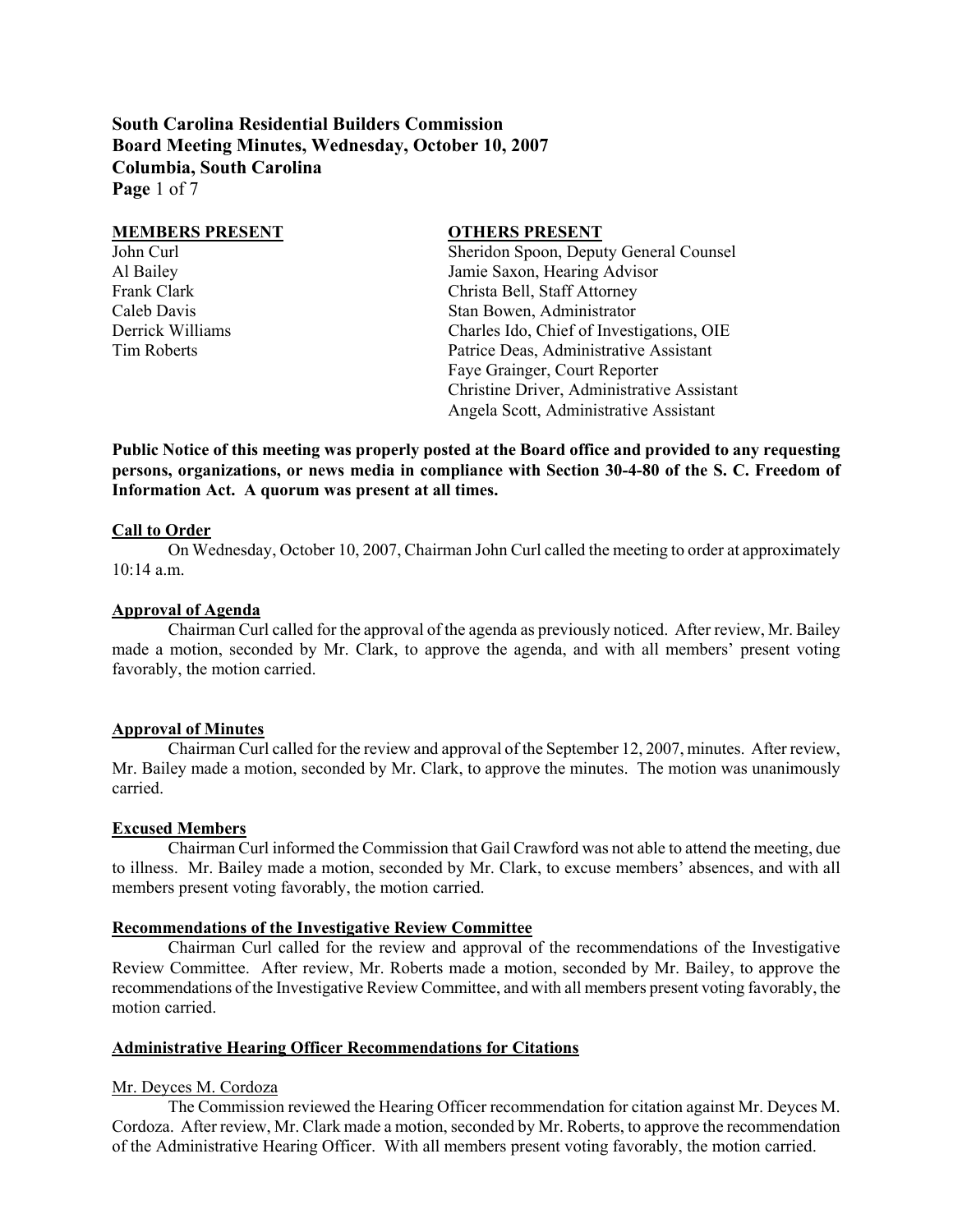**South Carolina Residential Builders Commission**
**Board Meeting Minutes, Wednesday, October 10, 2007**
**Columbia, South Carolina**

| MEMBERS PRESENT | OTHERS PRESENT |
|---|---|
| John Curl | Sheridon Spoon, Deputy General Counsel |
| Al Bailey | Jamie Saxon, Hearing Advisor |
| Frank Clark | Christa Bell, Staff Attorney |
| Caleb Davis | Stan Bowen, Administrator |
| Derrick Williams | Charles Ido, Chief of Investigations, OIE |
| Tim Roberts | Patrice Deas, Administrative Assistant |
| | Faye Grainger, Court Reporter |
| | Christine Driver, Administrative Assistant |
| | Angela Scott, Administrative Assistant |

**Public Notice of this meeting was properly posted at the Board office and provided to any requesting persons, organizations, or news media in compliance with Section 30-4-80 of the S. C. Freedom of Information Act. A quorum was present at all times.**

**Call to Order**

On Wednesday, October 10, 2007, Chairman John Curl called the meeting to order at approximately 10:14 a.m.

**Approval of Agenda**

Chairman Curl called for the approval of the agenda as previously noticed. After review, Mr. Bailey made a motion, seconded by Mr. Clark, to approve the agenda, and with all members' present voting favorably, the motion carried.

**Approval of Minutes**

Chairman Curl called for the review and approval of the September 12, 2007, minutes. After review, Mr. Bailey made a motion, seconded by Mr. Clark, to approve the minutes. The motion was unanimously carried.

**Excused Members**

Chairman Curl informed the Commission that Gail Crawford was not able to attend the meeting, due to illness. Mr. Bailey made a motion, seconded by Mr. Clark, to excuse members' absences, and with all members present voting favorably, the motion carried.

**Recommendations of the Investigative Review Committee**

Chairman Curl called for the review and approval of the recommendations of the Investigative Review Committee. After review, Mr. Roberts made a motion, seconded by Mr. Bailey, to approve the recommendations of the Investigative Review Committee, and with all members present voting favorably, the motion carried.

**Administrative Hearing Officer Recommendations for Citations**

Mr. Deyces M. Cordoza

The Commission reviewed the Hearing Officer recommendation for citation against Mr. Deyces M. Cordoza. After review, Mr. Clark made a motion, seconded by Mr. Roberts, to approve the recommendation of the Administrative Hearing Officer. With all members present voting favorably, the motion carried.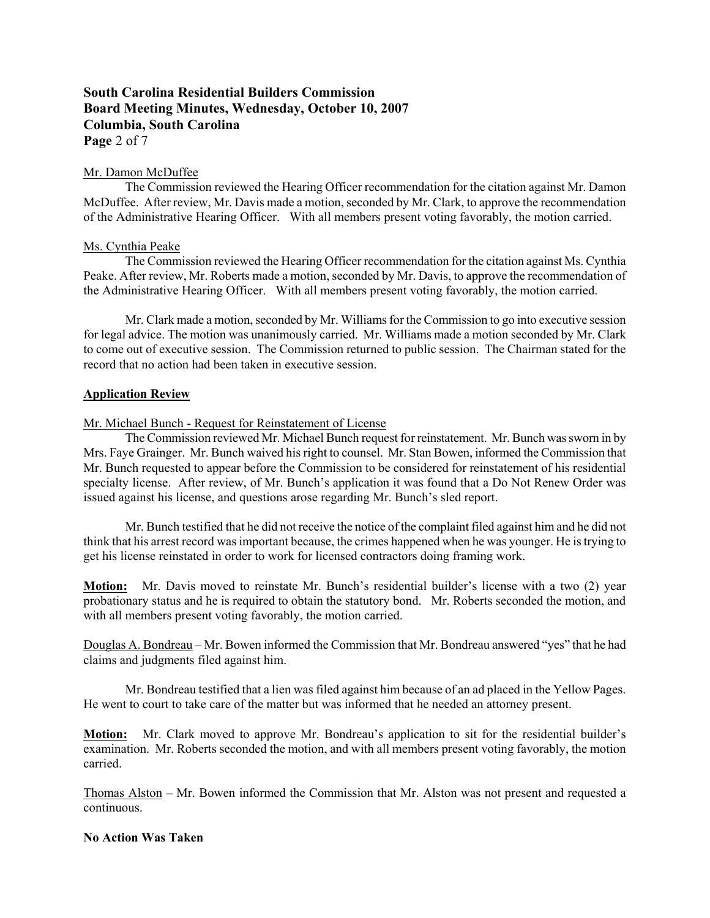Mr. Damon McDuffee

The Commission reviewed the Hearing Officer recommendation for the citation against Mr. Damon McDuffee. After review, Mr. Davis made a motion, seconded by Mr. Clark, to approve the recommendation of the Administrative Hearing Officer. With all members present voting favorably, the motion carried.

Ms. Cynthia Peake

The Commission reviewed the Hearing Officer recommendation for the citation against Ms. Cynthia Peake. After review, Mr. Roberts made a motion, seconded by Mr. Davis, to approve the recommendation of the Administrative Hearing Officer. With all members present voting favorably, the motion carried.

Mr. Clark made a motion, seconded by Mr. Williams for the Commission to go into executive session for legal advice. The motion was unanimously carried. Mr. Williams made a motion seconded by Mr. Clark to come out of executive session. The Commission returned to public session. The Chairman stated for the record that no action had been taken in executive session.

**Application Review**

Mr. Michael Bunch - Request for Reinstatement of License

The Commission reviewed Mr. Michael Bunch request for reinstatement. Mr. Bunch was sworn in by Mrs. Faye Grainger. Mr. Bunch waived his right to counsel. Mr. Stan Bowen, informed the Commission that Mr. Bunch requested to appear before the Commission to be considered for reinstatement of his residential specialty license. After review, of Mr. Bunch's application it was found that a Do Not Renew Order was issued against his license, and questions arose regarding Mr. Bunch's sled report.

Mr. Bunch testified that he did not receive the notice of the complaint filed against him and he did not think that his arrest record was important because, the crimes happened when he was younger. He is trying to get his license reinstated in order to work for licensed contractors doing framing work.

**Motion:** Mr. Davis moved to reinstate Mr. Bunch's residential builder's license with a two (2) year probationary status and he is required to obtain the statutory bond. Mr. Roberts seconded the motion, and with all members present voting favorably, the motion carried.

Douglas A. Bondreau – Mr. Bowen informed the Commission that Mr. Bondreau answered "yes" that he had claims and judgments filed against him.

Mr. Bondreau testified that a lien was filed against him because of an ad placed in the Yellow Pages. He went to court to take care of the matter but was informed that he needed an attorney present.

**Motion:** Mr. Clark moved to approve Mr. Bondreau's application to sit for the residential builder's examination. Mr. Roberts seconded the motion, and with all members present voting favorably, the motion carried.

Thomas Alston – Mr. Bowen informed the Commission that Mr. Alston was not present and requested a continuous.

**No Action Was Taken**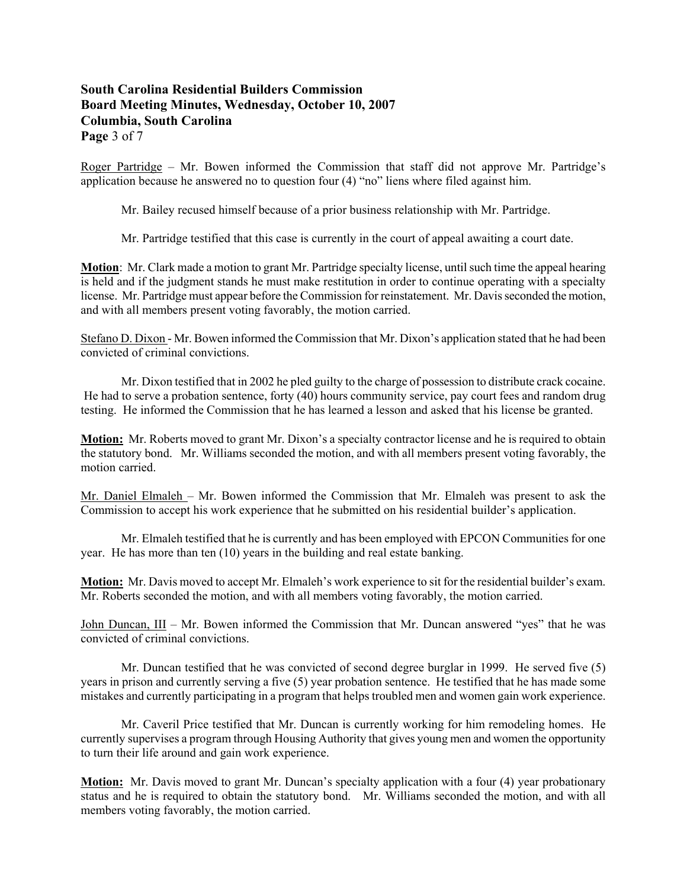**South Carolina Residential Builders Commission**
**Board Meeting Minutes, Wednesday, October 10, 2007**
**Columbia, South Carolina**

Roger Partridge – Mr. Bowen informed the Commission that staff did not approve Mr. Partridge's application because he answered no to question four (4) "no" liens where filed against him.

Mr. Bailey recused himself because of a prior business relationship with Mr. Partridge.

Mr. Partridge testified that this case is currently in the court of appeal awaiting a court date.

**Motion**: Mr. Clark made a motion to grant Mr. Partridge specialty license, until such time the appeal hearing is held and if the judgment stands he must make restitution in order to continue operating with a specialty license. Mr. Partridge must appear before the Commission for reinstatement. Mr. Davis seconded the motion, and with all members present voting favorably, the motion carried.

Stefano D. Dixon - Mr. Bowen informed the Commission that Mr. Dixon's application stated that he had been convicted of criminal convictions.

Mr. Dixon testified that in 2002 he pled guilty to the charge of possession to distribute crack cocaine. He had to serve a probation sentence, forty (40) hours community service, pay court fees and random drug testing. He informed the Commission that he has learned a lesson and asked that his license be granted.

**Motion:** Mr. Roberts moved to grant Mr. Dixon's a specialty contractor license and he is required to obtain the statutory bond. Mr. Williams seconded the motion, and with all members present voting favorably, the motion carried.

Mr. Daniel Elmaleh – Mr. Bowen informed the Commission that Mr. Elmaleh was present to ask the Commission to accept his work experience that he submitted on his residential builder's application.

Mr. Elmaleh testified that he is currently and has been employed with EPCON Communities for one year. He has more than ten (10) years in the building and real estate banking.

**Motion:** Mr. Davis moved to accept Mr. Elmaleh's work experience to sit for the residential builder's exam. Mr. Roberts seconded the motion, and with all members voting favorably, the motion carried.

John Duncan, III – Mr. Bowen informed the Commission that Mr. Duncan answered "yes" that he was convicted of criminal convictions.

Mr. Duncan testified that he was convicted of second degree burglar in 1999. He served five (5) years in prison and currently serving a five (5) year probation sentence. He testified that he has made some mistakes and currently participating in a program that helps troubled men and women gain work experience.

Mr. Caveril Price testified that Mr. Duncan is currently working for him remodeling homes. He currently supervises a program through Housing Authority that gives young men and women the opportunity to turn their life around and gain work experience.

**Motion:** Mr. Davis moved to grant Mr. Duncan's specialty application with a four (4) year probationary status and he is required to obtain the statutory bond. Mr. Williams seconded the motion, and with all members voting favorably, the motion carried.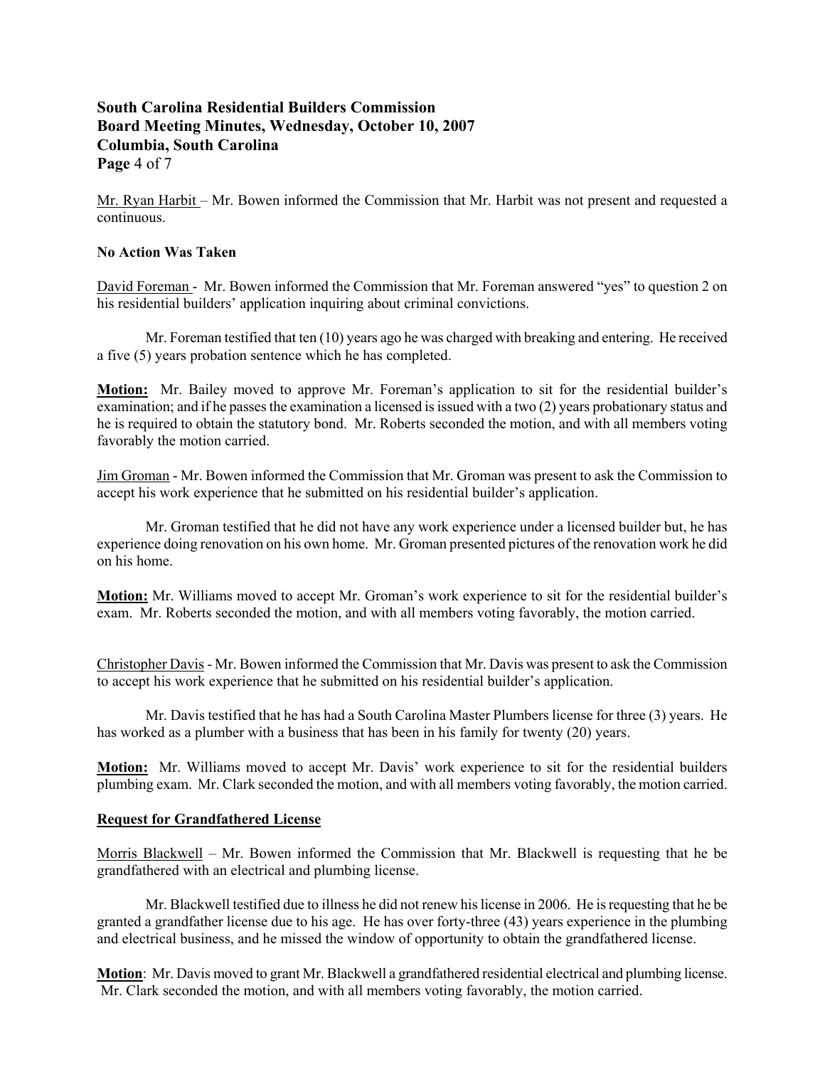Mr. Ryan Harbit – Mr. Bowen informed the Commission that Mr. Harbit was not present and requested a continuous.

**No Action Was Taken**

David Foreman - Mr. Bowen informed the Commission that Mr. Foreman answered "yes" to question 2 on his residential builders' application inquiring about criminal convictions.

Mr. Foreman testified that ten (10) years ago he was charged with breaking and entering. He received a five (5) years probation sentence which he has completed.

**Motion:** Mr. Bailey moved to approve Mr. Foreman's application to sit for the residential builder's examination; and if he passes the examination a licensed is issued with a two (2) years probationary status and he is required to obtain the statutory bond. Mr. Roberts seconded the motion, and with all members voting favorably the motion carried.

Jim Groman - Mr. Bowen informed the Commission that Mr. Groman was present to ask the Commission to accept his work experience that he submitted on his residential builder's application.

Mr. Groman testified that he did not have any work experience under a licensed builder but, he has experience doing renovation on his own home. Mr. Groman presented pictures of the renovation work he did on his home.

**Motion:** Mr. Williams moved to accept Mr. Groman's work experience to sit for the residential builder's exam. Mr. Roberts seconded the motion, and with all members voting favorably, the motion carried.

Christopher Davis - Mr. Bowen informed the Commission that Mr. Davis was present to ask the Commission to accept his work experience that he submitted on his residential builder's application.

Mr. Davis testified that he has had a South Carolina Master Plumbers license for three (3) years. He has worked as a plumber with a business that has been in his family for twenty (20) years.

**Motion:** Mr. Williams moved to accept Mr. Davis' work experience to sit for the residential builders plumbing exam. Mr. Clark seconded the motion, and with all members voting favorably, the motion carried.

**Request for Grandfathered License**

Morris Blackwell – Mr. Bowen informed the Commission that Mr. Blackwell is requesting that he be grandfathered with an electrical and plumbing license.

Mr. Blackwell testified due to illness he did not renew his license in 2006. He is requesting that he be granted a grandfather license due to his age. He has over forty-three (43) years experience in the plumbing and electrical business, and he missed the window of opportunity to obtain the grandfathered license.

**Motion**: Mr. Davis moved to grant Mr. Blackwell a grandfathered residential electrical and plumbing license. Mr. Clark seconded the motion, and with all members voting favorably, the motion carried.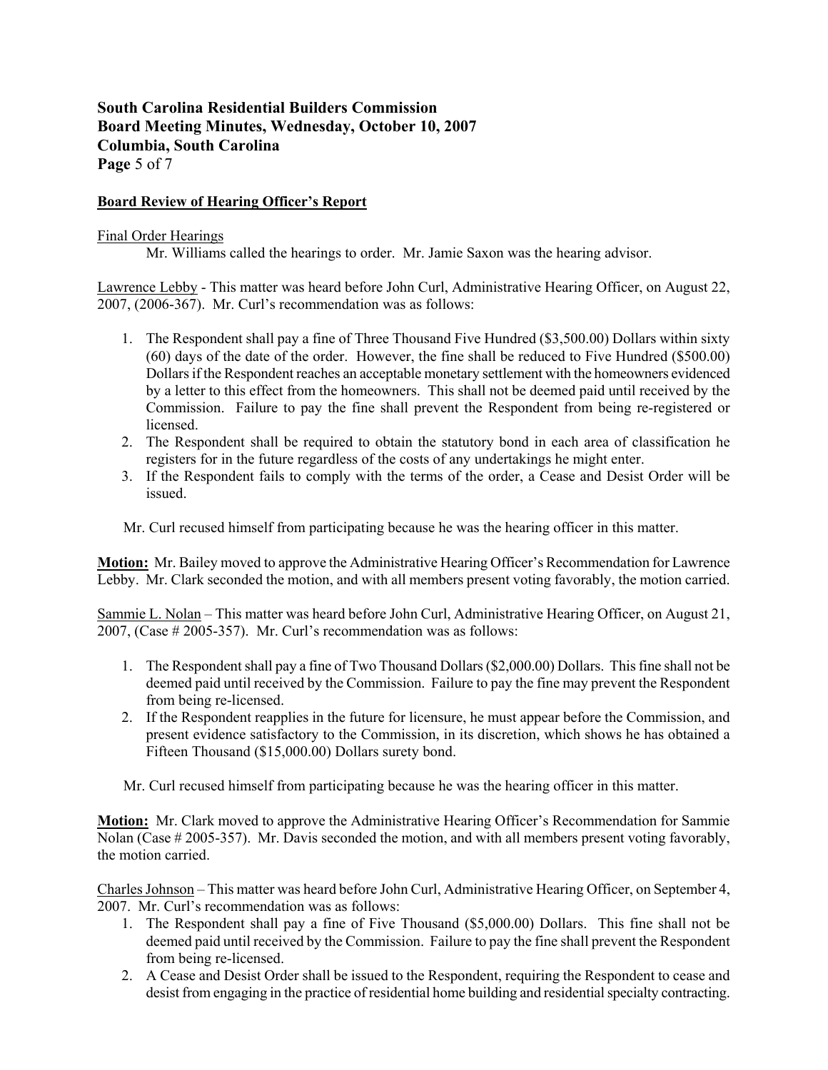**Board Review of Hearing Officer's Report**

Final Order Hearings

Mr. Williams called the hearings to order. Mr. Jamie Saxon was the hearing advisor.

Lawrence Lebby - This matter was heard before John Curl, Administrative Hearing Officer, on August 22, 2007, (2006-367). Mr. Curl's recommendation was as follows:

1. The Respondent shall pay a fine of Three Thousand Five Hundred ($3,500.00) Dollars within sixty (60) days of the date of the order. However, the fine shall be reduced to Five Hundred ($500.00) Dollars if the Respondent reaches an acceptable monetary settlement with the homeowners evidenced by a letter to this effect from the homeowners. This shall not be deemed paid until received by the Commission. Failure to pay the fine shall prevent the Respondent from being re-registered or licensed.
2. The Respondent shall be required to obtain the statutory bond in each area of classification he registers for in the future regardless of the costs of any undertakings he might enter.
3. If the Respondent fails to comply with the terms of the order, a Cease and Desist Order will be issued.

Mr. Curl recused himself from participating because he was the hearing officer in this matter.

**Motion:** Mr. Bailey moved to approve the Administrative Hearing Officer's Recommendation for Lawrence Lebby. Mr. Clark seconded the motion, and with all members present voting favorably, the motion carried.

Sammie L. Nolan – This matter was heard before John Curl, Administrative Hearing Officer, on August 21, 2007, (Case # 2005-357). Mr. Curl's recommendation was as follows:

1. The Respondent shall pay a fine of Two Thousand Dollars ($2,000.00) Dollars. This fine shall not be deemed paid until received by the Commission. Failure to pay the fine may prevent the Respondent from being re-licensed.
2. If the Respondent reapplies in the future for licensure, he must appear before the Commission, and present evidence satisfactory to the Commission, in its discretion, which shows he has obtained a Fifteen Thousand ($15,000.00) Dollars surety bond.

Mr. Curl recused himself from participating because he was the hearing officer in this matter.

**Motion:** Mr. Clark moved to approve the Administrative Hearing Officer's Recommendation for Sammie Nolan (Case # 2005-357). Mr. Davis seconded the motion, and with all members present voting favorably, the motion carried.

Charles Johnson – This matter was heard before John Curl, Administrative Hearing Officer, on September 4, 2007. Mr. Curl's recommendation was as follows:

1. The Respondent shall pay a fine of Five Thousand ($5,000.00) Dollars. This fine shall not be deemed paid until received by the Commission. Failure to pay the fine shall prevent the Respondent from being re-licensed.
2. A Cease and Desist Order shall be issued to the Respondent, requiring the Respondent to cease and desist from engaging in the practice of residential home building and residential specialty contracting.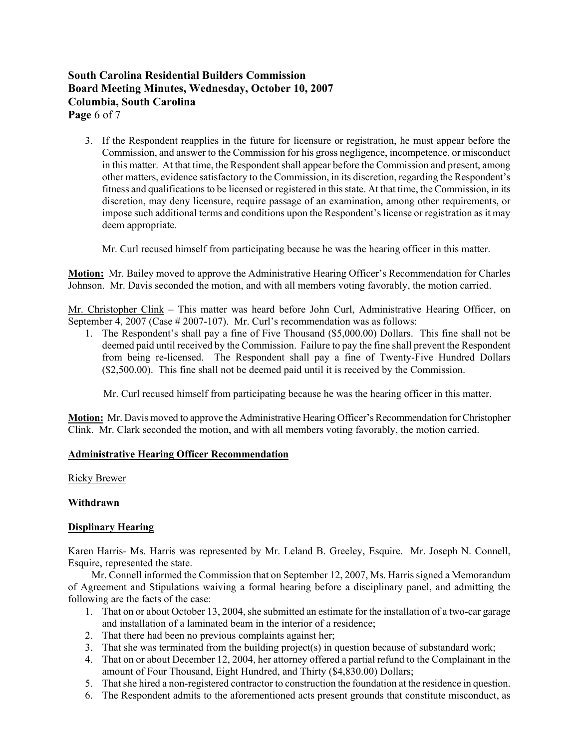3. If the Respondent reapplies in the future for licensure or registration, he must appear before the Commission, and answer to the Commission for his gross negligence, incompetence, or misconduct in this matter. At that time, the Respondent shall appear before the Commission and present, among other matters, evidence satisfactory to the Commission, in its discretion, regarding the Respondent's fitness and qualifications to be licensed or registered in this state. At that time, the Commission, in its discretion, may deny licensure, require passage of an examination, among other requirements, or impose such additional terms and conditions upon the Respondent's license or registration as it may deem appropriate.

   Mr. Curl recused himself from participating because he was the hearing officer in this matter.

**Motion:** Mr. Bailey moved to approve the Administrative Hearing Officer's Recommendation for Charles Johnson. Mr. Davis seconded the motion, and with all members voting favorably, the motion carried.

Mr. Christopher Clink – This matter was heard before John Curl, Administrative Hearing Officer, on September 4, 2007 (Case # 2007-107). Mr. Curl's recommendation was as follows:

1. The Respondent's shall pay a fine of Five Thousand ($5,000.00) Dollars. This fine shall not be deemed paid until received by the Commission. Failure to pay the fine shall prevent the Respondent from being re-licensed. The Respondent shall pay a fine of Twenty-Five Hundred Dollars ($2,500.00). This fine shall not be deemed paid until it is received by the Commission.

   Mr. Curl recused himself from participating because he was the hearing officer in this matter.

**Motion:** Mr. Davis moved to approve the Administrative Hearing Officer's Recommendation for Christopher Clink. Mr. Clark seconded the motion, and with all members voting favorably, the motion carried.

**Administrative Hearing Officer Recommendation**

Ricky Brewer

**Withdrawn**

**Displinary Hearing**

Karen Harris- Ms. Harris was represented by Mr. Leland B. Greeley, Esquire. Mr. Joseph N. Connell, Esquire, represented the state.

Mr. Connell informed the Commission that on September 12, 2007, Ms. Harris signed a Memorandum of Agreement and Stipulations waiving a formal hearing before a disciplinary panel, and admitting the following are the facts of the case:

1. That on or about October 13, 2004, she submitted an estimate for the installation of a two-car garage and installation of a laminated beam in the interior of a residence;
2. That there had been no previous complaints against her;
3. That she was terminated from the building project(s) in question because of substandard work;
4. That on or about December 12, 2004, her attorney offered a partial refund to the Complainant in the amount of Four Thousand, Eight Hundred, and Thirty ($4,830.00) Dollars;
5. That she hired a non-registered contractor to construction the foundation at the residence in question.
6. The Respondent admits to the aforementioned acts present grounds that constitute misconduct, as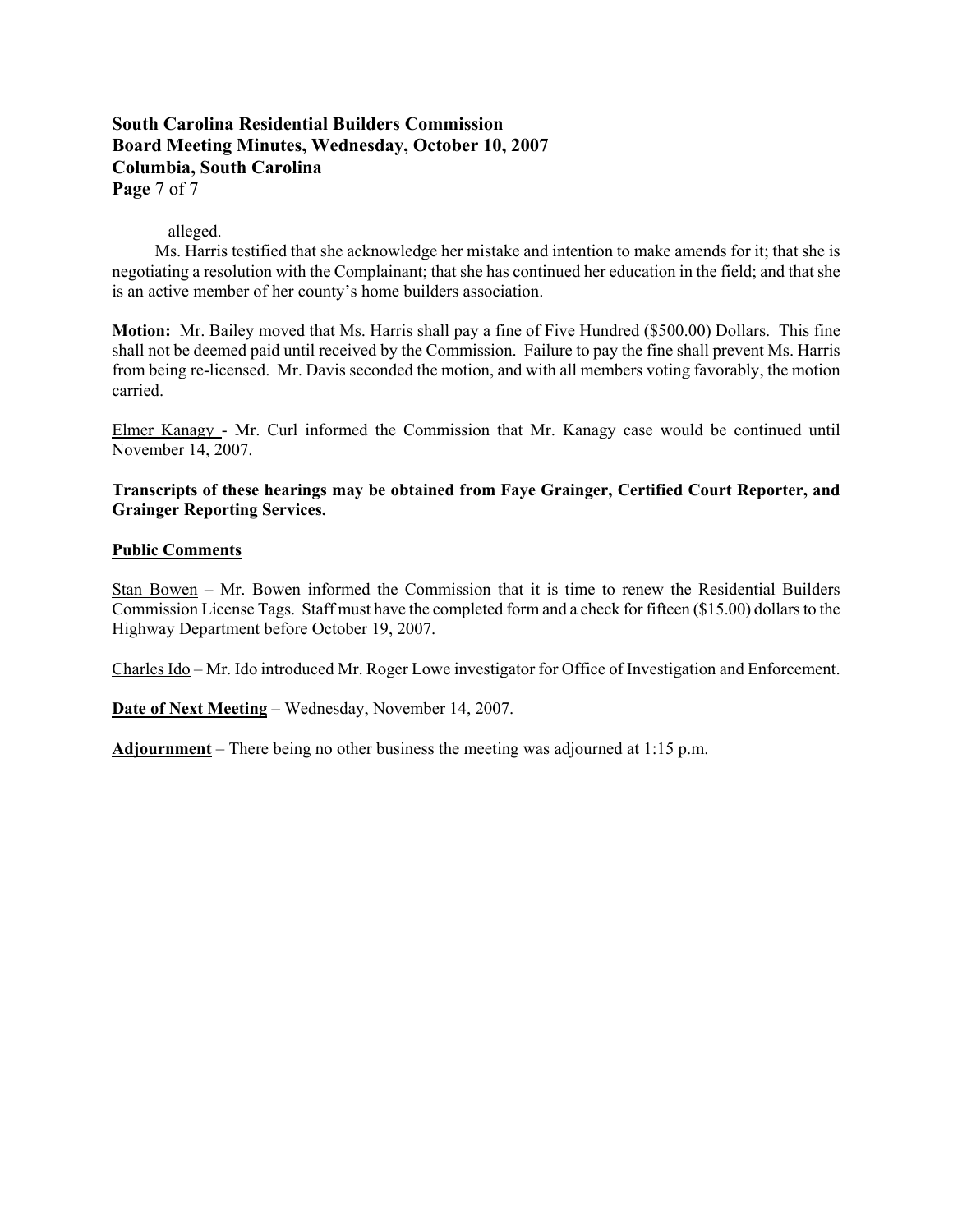alleged.

Ms. Harris testified that she acknowledge her mistake and intention to make amends for it; that she is negotiating a resolution with the Complainant; that she has continued her education in the field; and that she is an active member of her county's home builders association.

**Motion:** Mr. Bailey moved that Ms. Harris shall pay a fine of Five Hundred ($500.00) Dollars. This fine shall not be deemed paid until received by the Commission. Failure to pay the fine shall prevent Ms. Harris from being re-licensed. Mr. Davis seconded the motion, and with all members voting favorably, the motion carried.

Elmer Kanagy - Mr. Curl informed the Commission that Mr. Kanagy case would be continued until November 14, 2007.

**Transcripts of these hearings may be obtained from Faye Grainger, Certified Court Reporter, and Grainger Reporting Services.**

**Public Comments**

Stan Bowen – Mr. Bowen informed the Commission that it is time to renew the Residential Builders Commission License Tags. Staff must have the completed form and a check for fifteen ($15.00) dollars to the Highway Department before October 19, 2007.

Charles Ido – Mr. Ido introduced Mr. Roger Lowe investigator for Office of Investigation and Enforcement.

**Date of Next Meeting** – Wednesday, November 14, 2007.

**Adjournment** – There being no other business the meeting was adjourned at 1:15 p.m.